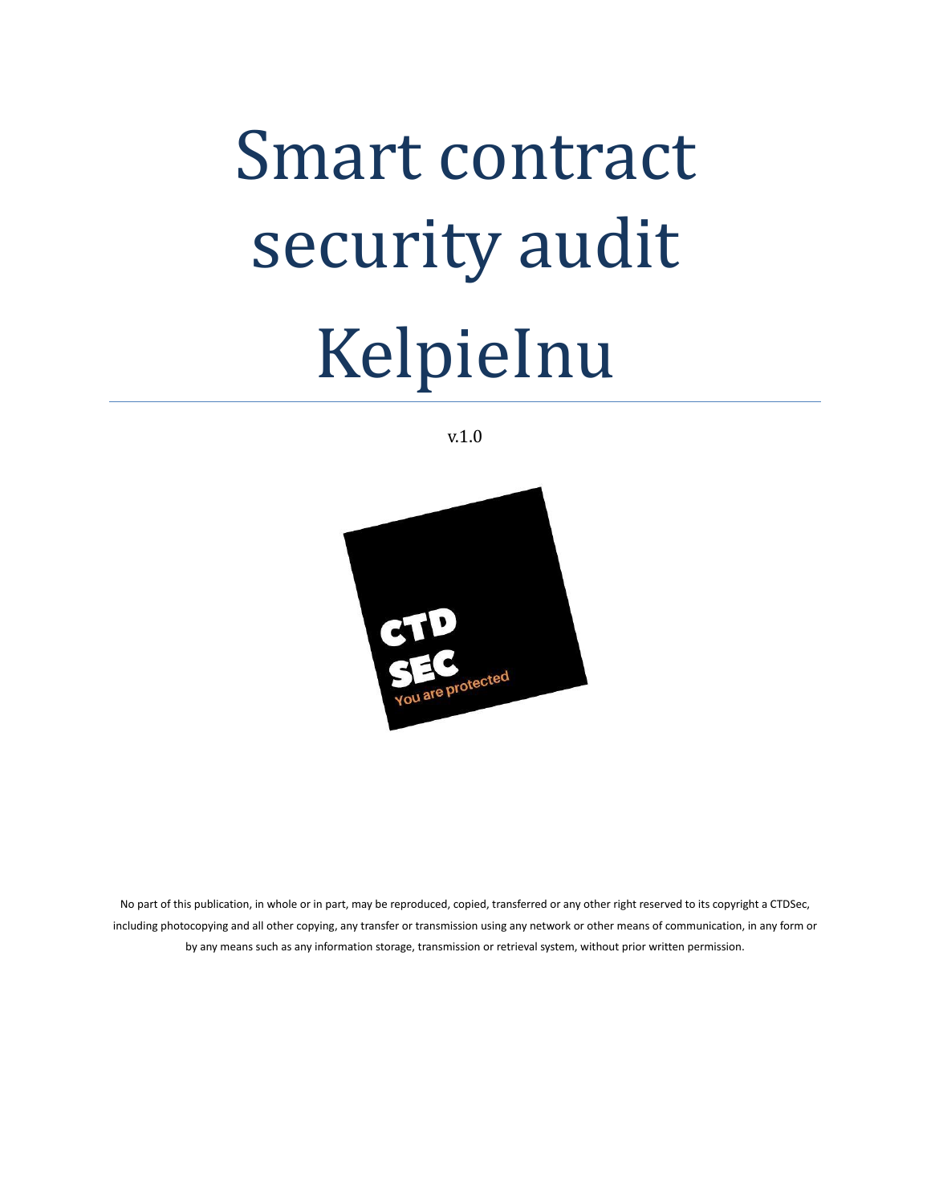# Smart contract security audit KelpieInu

v.1.0

No part of this publication, in whole or in part, may be reproduced, copied, transferred or any other right reserved to its copyright a CTDSec, including photocopying and all other copying, any transfer or transmission using any network or other means of communication, in any form or by any means such as any information storage, transmission or retrieval system, without prior written permission.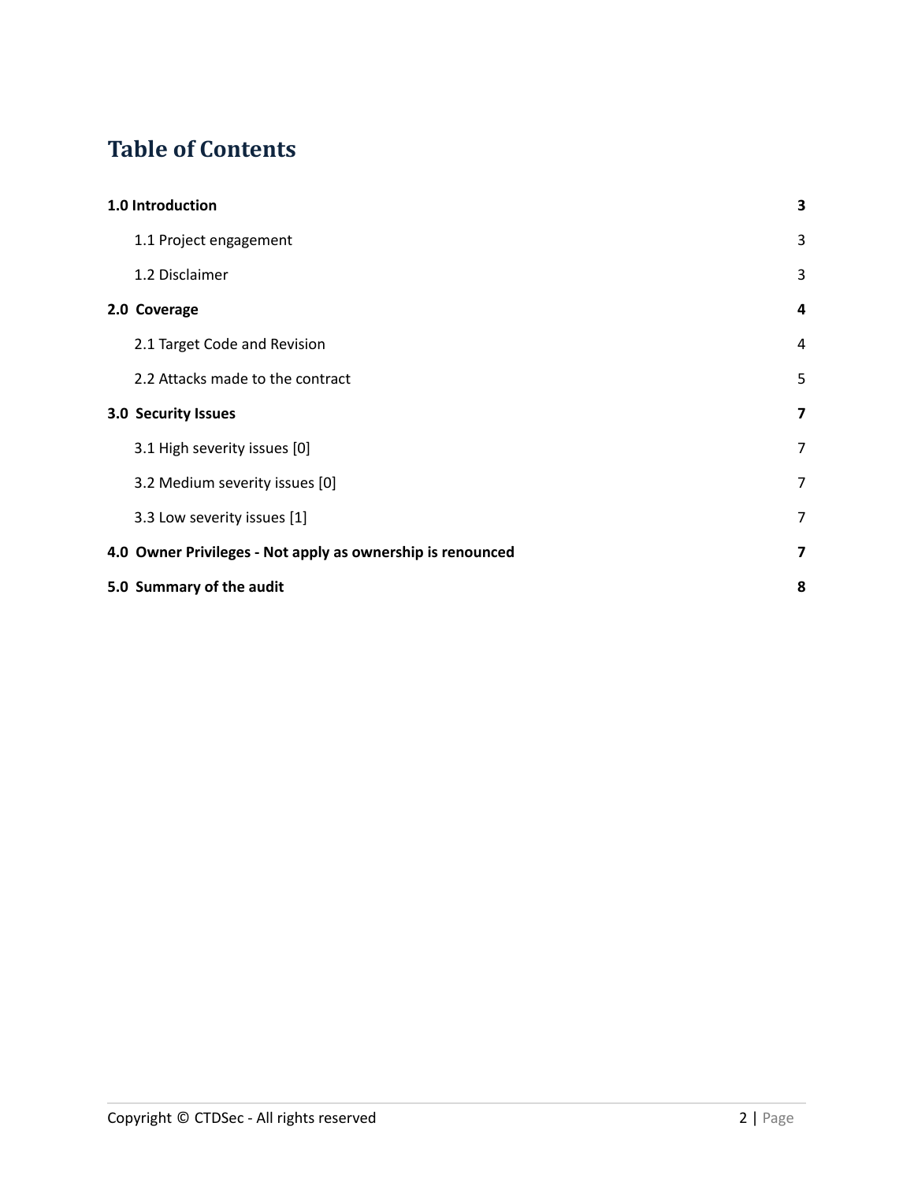# Table of Contents

| | |
|---|---|
| **1.0 Introduction** | **3** |
| 1.1 Project engagement | 3 |
| 1.2 Disclaimer | 3 |
| **2.0 Coverage** | **4** |
| 2.1 Target Code and Revision | 4 |
| 2.2 Attacks made to the contract | 5 |
| **3.0 Security Issues** | **7** |
| 3.1 High severity issues [0] | 7 |
| 3.2 Medium severity issues [0] | 7 |
| 3.3 Low severity issues [1] | 7 |
| **4.0 Owner Privileges - Not apply as ownership is renounced** | **7** |
| **5.0 Summary of the audit** | **8** |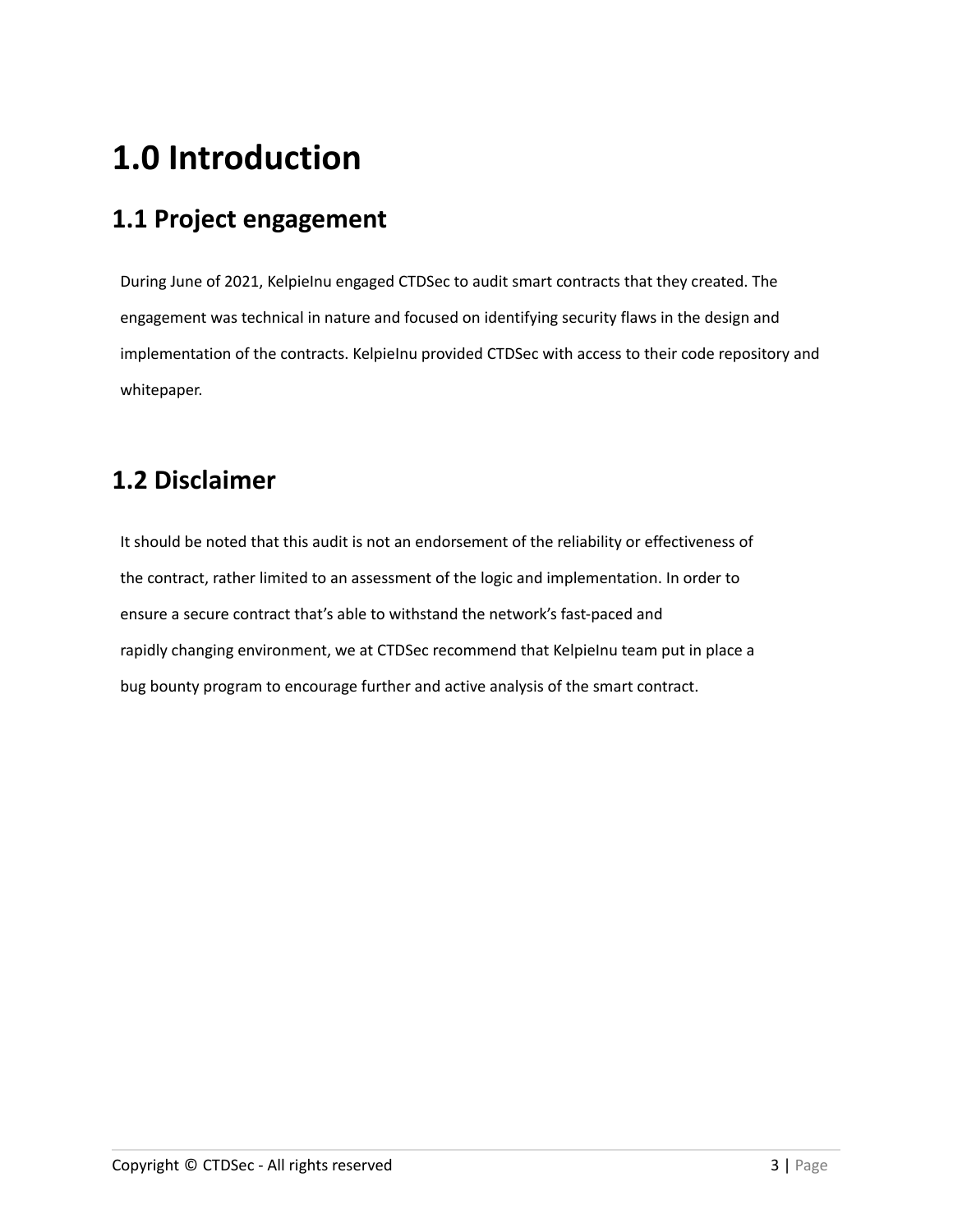# 1.0 Introduction

## 1.1 Project engagement

During June of 2021, KelpieInu engaged CTDSec to audit smart contracts that they created. The engagement was technical in nature and focused on identifying security flaws in the design and implementation of the contracts. KelpieInu provided CTDSec with access to their code repository and whitepaper.

## 1.2 Disclaimer

It should be noted that this audit is not an endorsement of the reliability or effectiveness of the contract, rather limited to an assessment of the logic and implementation. In order to ensure a secure contract that's able to withstand the network's fast-paced and rapidly changing environment, we at CTDSec recommend that KelpieInu team put in place a bug bounty program to encourage further and active analysis of the smart contract.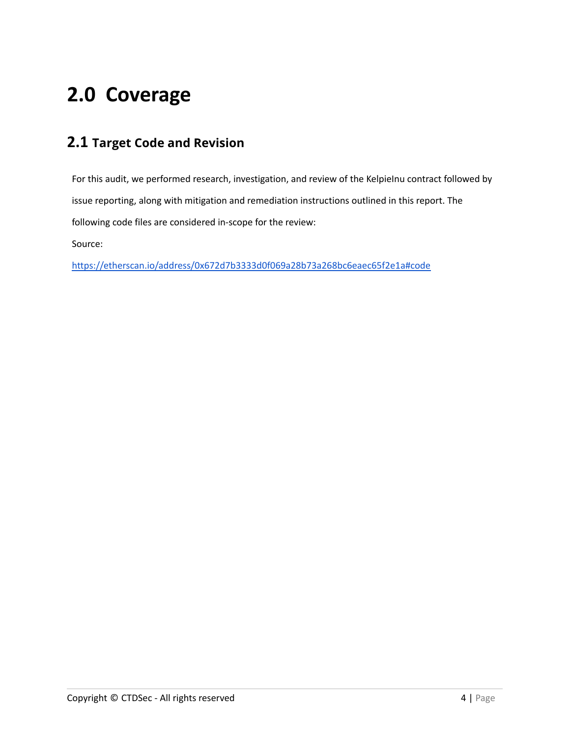# 2.0 Coverage

## 2.1 Target Code and Revision

For this audit, we performed research, investigation, and review of the KelpieInu contract followed by issue reporting, along with mitigation and remediation instructions outlined in this report. The following code files are considered in-scope for the review:

Source:

https://etherscan.io/address/0x672d7b3333d0f069a28b73a268bc6eaec65f2e1a#code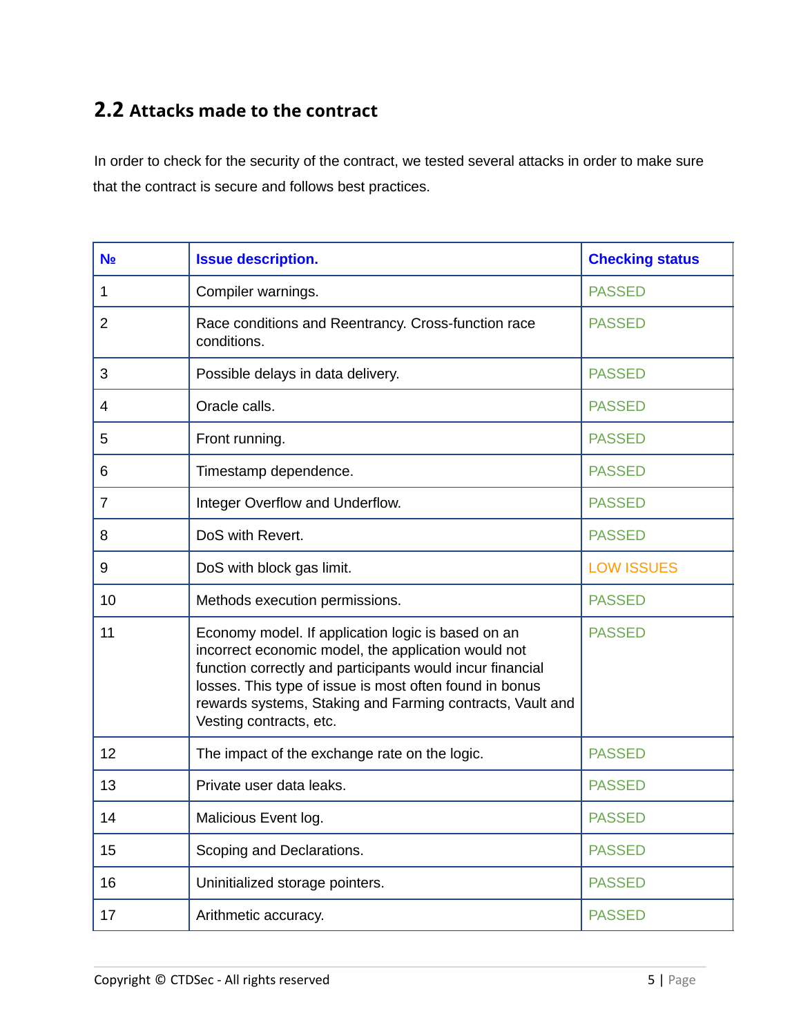## 2.2 Attacks made to the contract

In order to check for the security of the contract, we tested several attacks in order to make sure that the contract is secure and follows best practices.

| № | Issue description. | Checking status |
|---|---|---|
| 1 | Compiler warnings. | PASSED |
| 2 | Race conditions and Reentrancy. Cross-function race conditions. | PASSED |
| 3 | Possible delays in data delivery. | PASSED |
| 4 | Oracle calls. | PASSED |
| 5 | Front running. | PASSED |
| 6 | Timestamp dependence. | PASSED |
| 7 | Integer Overflow and Underflow. | PASSED |
| 8 | DoS with Revert. | PASSED |
| 9 | DoS with block gas limit. | LOW ISSUES |
| 10 | Methods execution permissions. | PASSED |
| 11 | Economy model. If application logic is based on an incorrect economic model, the application would not function correctly and participants would incur financial losses. This type of issue is most often found in bonus rewards systems, Staking and Farming contracts, Vault and Vesting contracts, etc. | PASSED |
| 12 | The impact of the exchange rate on the logic. | PASSED |
| 13 | Private user data leaks. | PASSED |
| 14 | Malicious Event log. | PASSED |
| 15 | Scoping and Declarations. | PASSED |
| 16 | Uninitialized storage pointers. | PASSED |
| 17 | Arithmetic accuracy. | PASSED |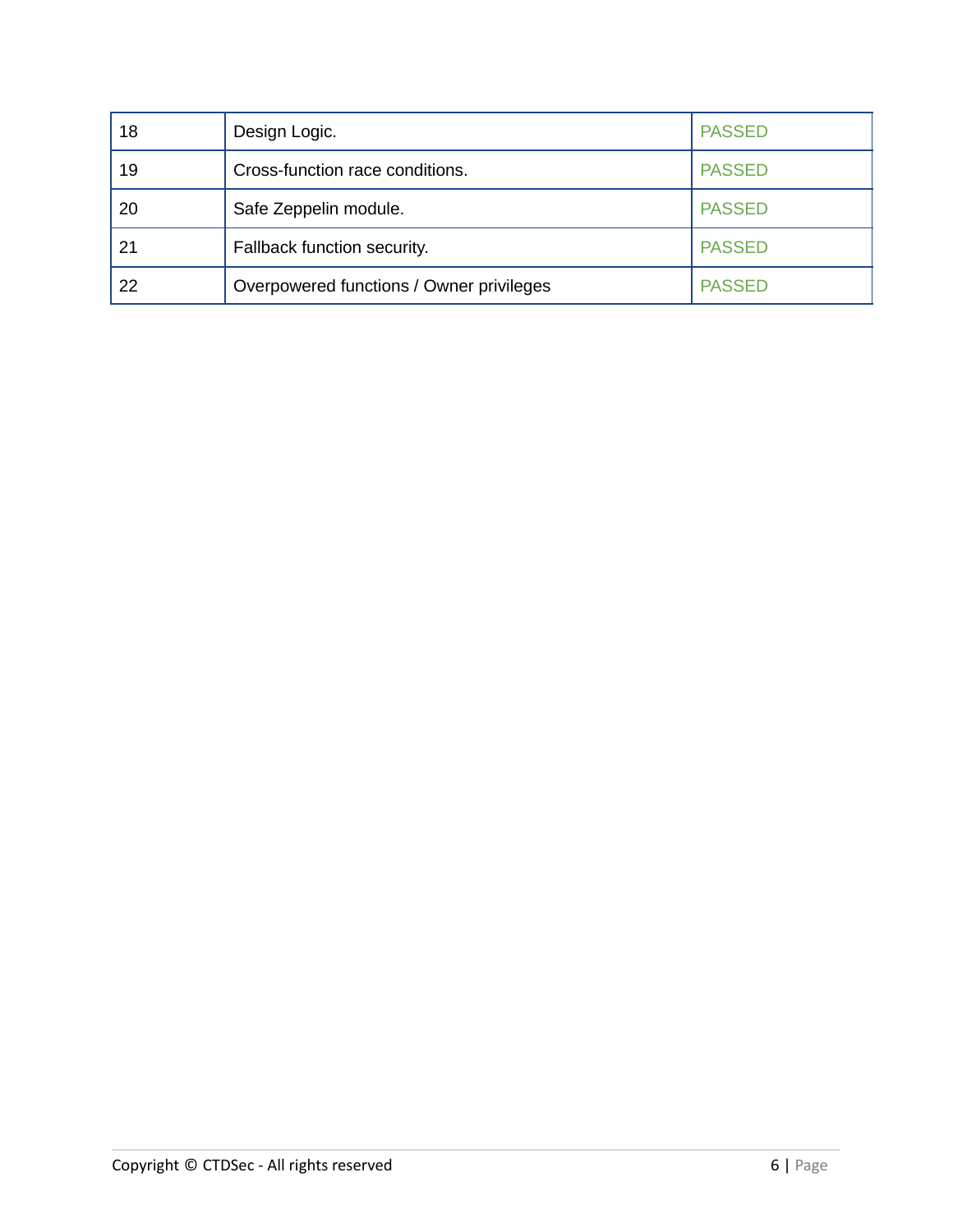| | | |
|---|---|---|
| 18 | Design Logic. | PASSED |
| 19 | Cross-function race conditions. | PASSED |
| 20 | Safe Zeppelin module. | PASSED |
| 21 | Fallback function security. | PASSED |
| 22 | Overpowered functions / Owner privileges | PASSED |

Copyright © CTDSec - All rights reserved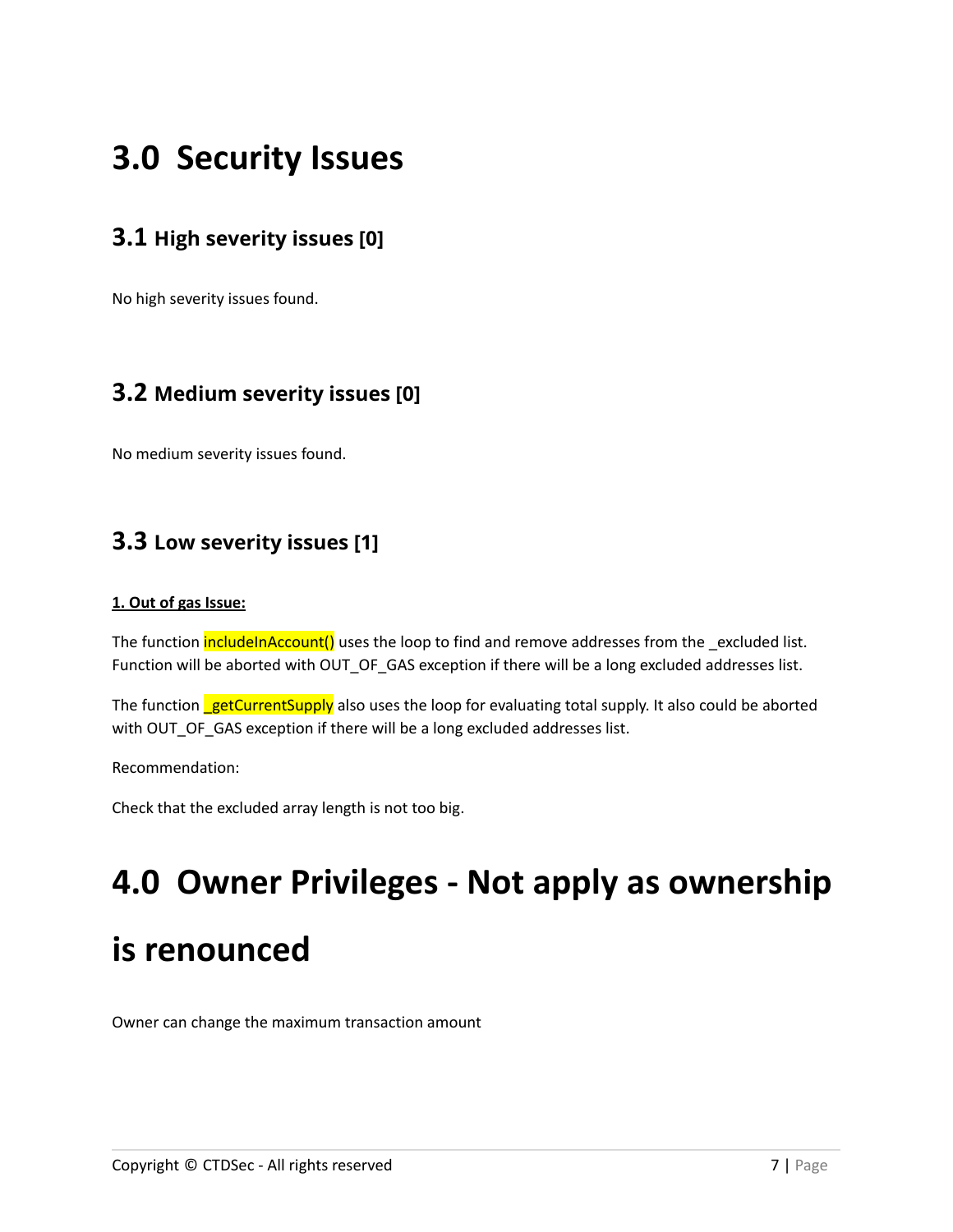# 3.0 Security Issues

## 3.1 High severity issues [0]

No high severity issues found.

## 3.2 Medium severity issues [0]

No medium severity issues found.

## 3.3 Low severity issues [1]

**1. Out of gas Issue:**

The function includeInAccount() uses the loop to find and remove addresses from the _excluded list. Function will be aborted with OUT_OF_GAS exception if there will be a long excluded addresses list.

The function _getCurrentSupply also uses the loop for evaluating total supply. It also could be aborted with OUT_OF_GAS exception if there will be a long excluded addresses list.

Recommendation:

Check that the excluded array length is not too big.

# 4.0 Owner Privileges - Not apply as ownership is renounced

Owner can change the maximum transaction amount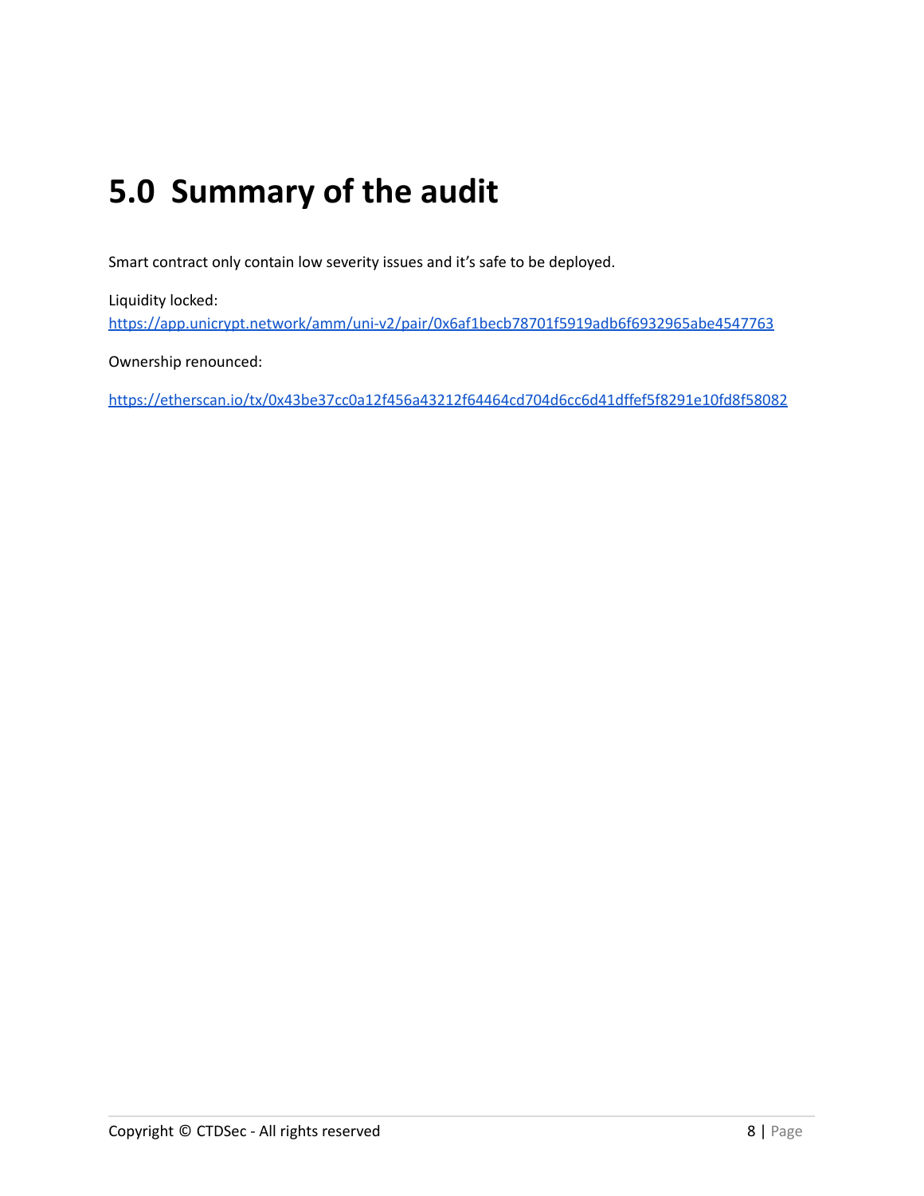# 5.0 Summary of the audit

Smart contract only contain low severity issues and it's safe to be deployed.

Liquidity locked:
https://app.unicrypt.network/amm/uni-v2/pair/0x6af1becb78701f5919adb6f6932965abe4547763

Ownership renounced:

https://etherscan.io/tx/0x43be37cc0a12f456a43212f64464cd704d6cc6d41dffef5f8291e10fd8f58082